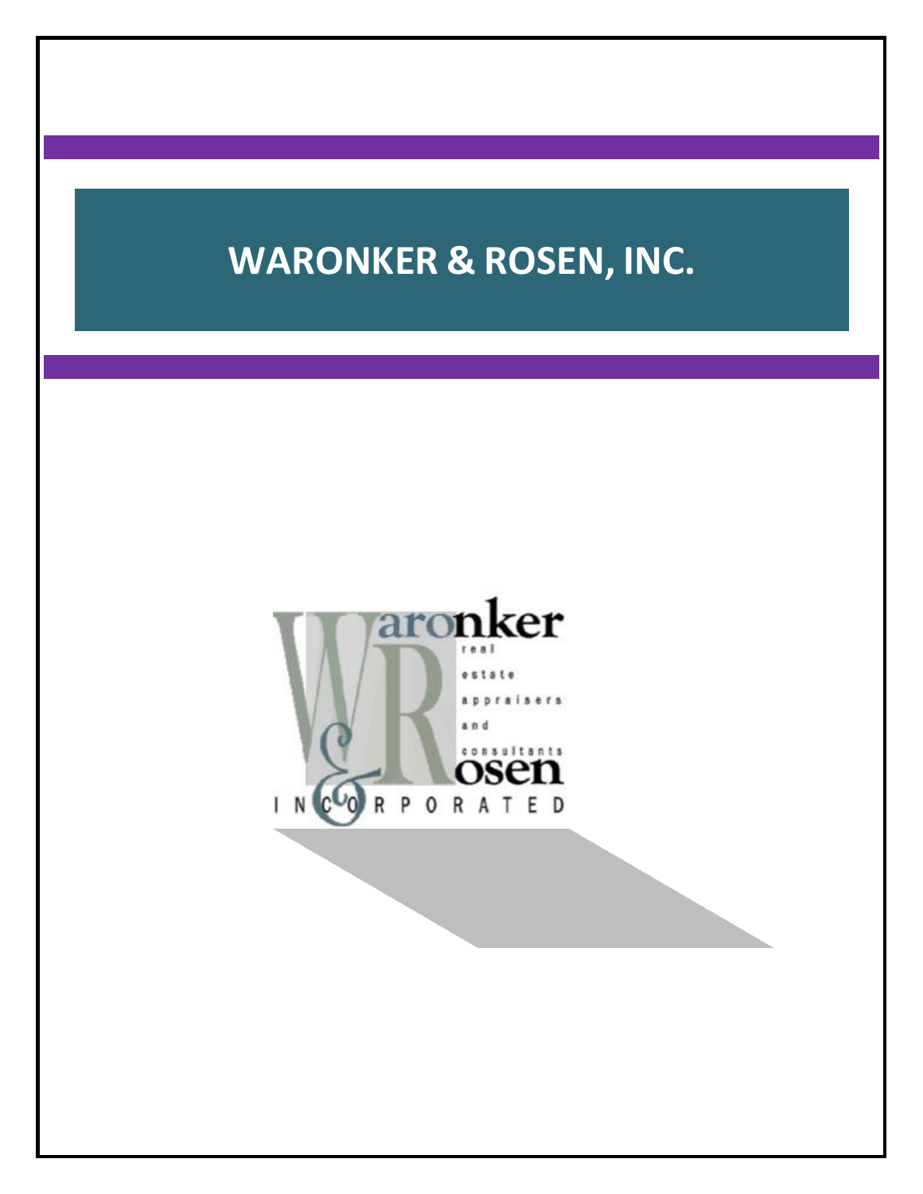# WARONKER & ROSEN, INC.

Waronker & Rosen

real estate appraisers and consultants

INCORPORATED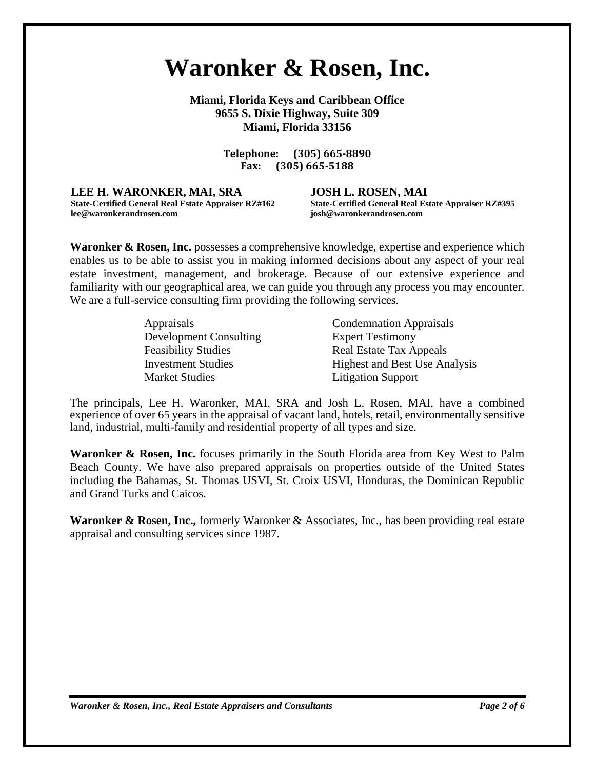# Waronker & Rosen, Inc.

**Miami, Florida Keys and Caribbean Office**
**9655 S. Dixie Highway, Suite 309**
**Miami, Florida 33156**

**Telephone: (305) 665-8890**
**Fax: (305) 665-5188**

**LEE H. WARONKER, MAI, SRA**
**State-Certified General Real Estate Appraiser RZ#162**
**lee@waronkerandrosen.com**

**JOSH L. ROSEN, MAI**
**State-Certified General Real Estate Appraiser RZ#395**
**josh@waronkerandrosen.com**

**Waronker & Rosen, Inc.** possesses a comprehensive knowledge, expertise and experience which enables us to be able to assist you in making informed decisions about any aspect of your real estate investment, management, and brokerage. Because of our extensive experience and familiarity with our geographical area, we can guide you through any process you may encounter. We are a full-service consulting firm providing the following services.

- Appraisals
- Development Consulting
- Feasibility Studies
- Investment Studies
- Market Studies
- Condemnation Appraisals
- Expert Testimony
- Real Estate Tax Appeals
- Highest and Best Use Analysis
- Litigation Support

The principals, Lee H. Waronker, MAI, SRA and Josh L. Rosen, MAI, have a combined experience of over 65 years in the appraisal of vacant land, hotels, retail, environmentally sensitive land, industrial, multi-family and residential property of all types and size.

**Waronker & Rosen, Inc.** focuses primarily in the South Florida area from Key West to Palm Beach County. We have also prepared appraisals on properties outside of the United States including the Bahamas, St. Thomas USVI, St. Croix USVI, Honduras, the Dominican Republic and Grand Turks and Caicos.

**Waronker & Rosen, Inc.,** formerly Waronker & Associates, Inc., has been providing real estate appraisal and consulting services since 1987.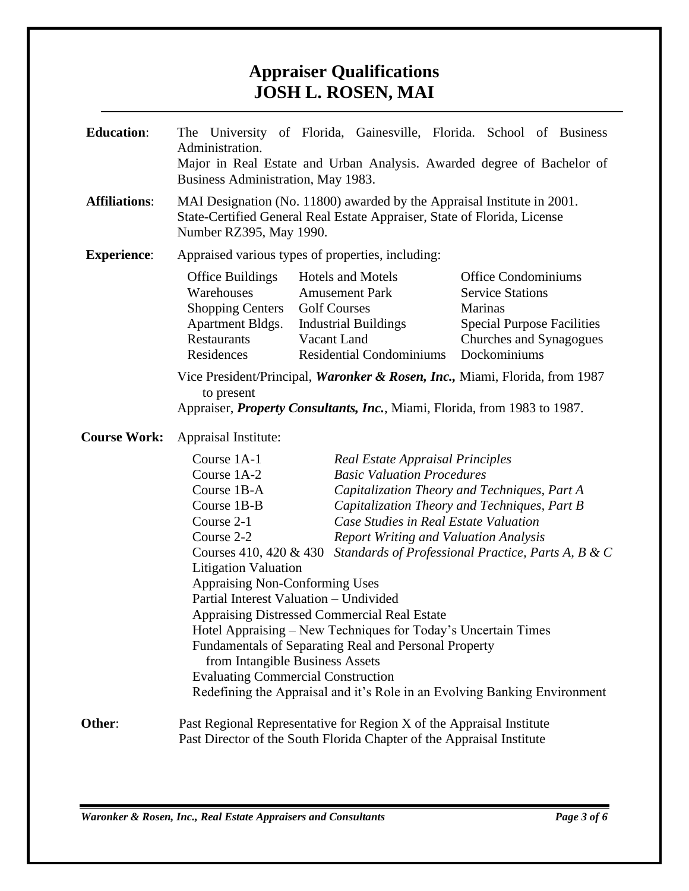# Appraiser Qualifications
# JOSH L. ROSEN, MAI

**Education**: The University of Florida, Gainesville, Florida. School of Business Administration.
Major in Real Estate and Urban Analysis. Awarded degree of Bachelor of Business Administration, May 1983.

**Affiliations**: MAI Designation (No. 11800) awarded by the Appraisal Institute in 2001.
State-Certified General Real Estate Appraiser, State of Florida, License Number RZ395, May 1990.

**Experience**: Appraised various types of properties, including:

| | | |
|---|---|---|
| Office Buildings | Hotels and Motels | Office Condominiums |
| Warehouses | Amusement Park | Service Stations |
| Shopping Centers | Golf Courses | Marinas |
| Apartment Bldgs. | Industrial Buildings | Special Purpose Facilities |
| Restaurants | Vacant Land | Churches and Synagogues |
| Residences | Residential Condominiums | Dockominiums |

Vice President/Principal, ***Waronker & Rosen, Inc.,*** Miami, Florida, from 1987 to present
Appraiser, ***Property Consultants, Inc.***, Miami, Florida, from 1983 to 1987.

**Course Work:** Appraisal Institute:

| | |
|---|---|
| Course 1A-1 | *Real Estate Appraisal Principles* |
| Course 1A-2 | *Basic Valuation Procedures* |
| Course 1B-A | *Capitalization Theory and Techniques, Part A* |
| Course 1B-B | *Capitalization Theory and Techniques, Part B* |
| Course 2-1 | *Case Studies in Real Estate Valuation* |
| Course 2-2 | *Report Writing and Valuation Analysis* |
| Courses 410, 420 & 430 | *Standards of Professional Practice, Parts A, B & C* |

Litigation Valuation
Appraising Non-Conforming Uses
Partial Interest Valuation – Undivided
Appraising Distressed Commercial Real Estate
Hotel Appraising – New Techniques for Today's Uncertain Times
Fundamentals of Separating Real and Personal Property from Intangible Business Assets
Evaluating Commercial Construction
Redefining the Appraisal and it's Role in an Evolving Banking Environment

**Other**: Past Regional Representative for Region X of the Appraisal Institute
Past Director of the South Florida Chapter of the Appraisal Institute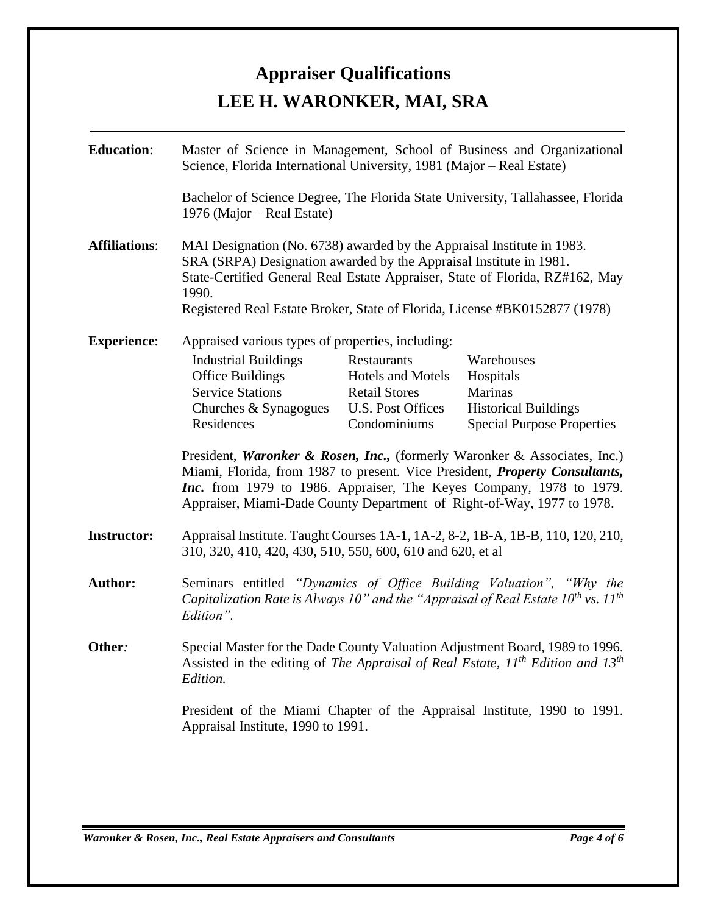# Appraiser Qualifications

## LEE H. WARONKER, MAI, SRA

**Education**: Master of Science in Management, School of Business and Organizational Science, Florida International University, 1981 (Major – Real Estate)

Bachelor of Science Degree, The Florida State University, Tallahassee, Florida 1976 (Major – Real Estate)

**Affiliations**: MAI Designation (No. 6738) awarded by the Appraisal Institute in 1983.
SRA (SRPA) Designation awarded by the Appraisal Institute in 1981.
State-Certified General Real Estate Appraiser, State of Florida, RZ#162, May 1990.
Registered Real Estate Broker, State of Florida, License #BK0152877 (1978)

**Experience**: Appraised various types of properties, including:

| | | |
|---|---|---|
| Industrial Buildings | Restaurants | Warehouses |
| Office Buildings | Hotels and Motels | Hospitals |
| Service Stations | Retail Stores | Marinas |
| Churches & Synagogues | U.S. Post Offices | Historical Buildings |
| Residences | Condominiums | Special Purpose Properties |

President, ***Waronker & Rosen, Inc.,*** (formerly Waronker & Associates, Inc.) Miami, Florida, from 1987 to present. Vice President, ***Property Consultants, Inc.*** from 1979 to 1986. Appraiser, The Keyes Company, 1978 to 1979. Appraiser, Miami-Dade County Department of Right-of-Way, 1977 to 1978.

**Instructor:** Appraisal Institute. Taught Courses 1A-1, 1A-2, 8-2, 1B-A, 1B-B, 110, 120, 210, 310, 320, 410, 420, 430, 510, 550, 600, 610 and 620, et al

**Author:** Seminars entitled *"Dynamics of Office Building Valuation", "Why the Capitalization Rate is Always 10" and the "Appraisal of Real Estate 10th vs. 11th Edition".*

**Other:** Special Master for the Dade County Valuation Adjustment Board, 1989 to 1996. Assisted in the editing of *The Appraisal of Real Estate, 11th Edition and 13th Edition.*

President of the Miami Chapter of the Appraisal Institute, 1990 to 1991. Appraisal Institute, 1990 to 1991.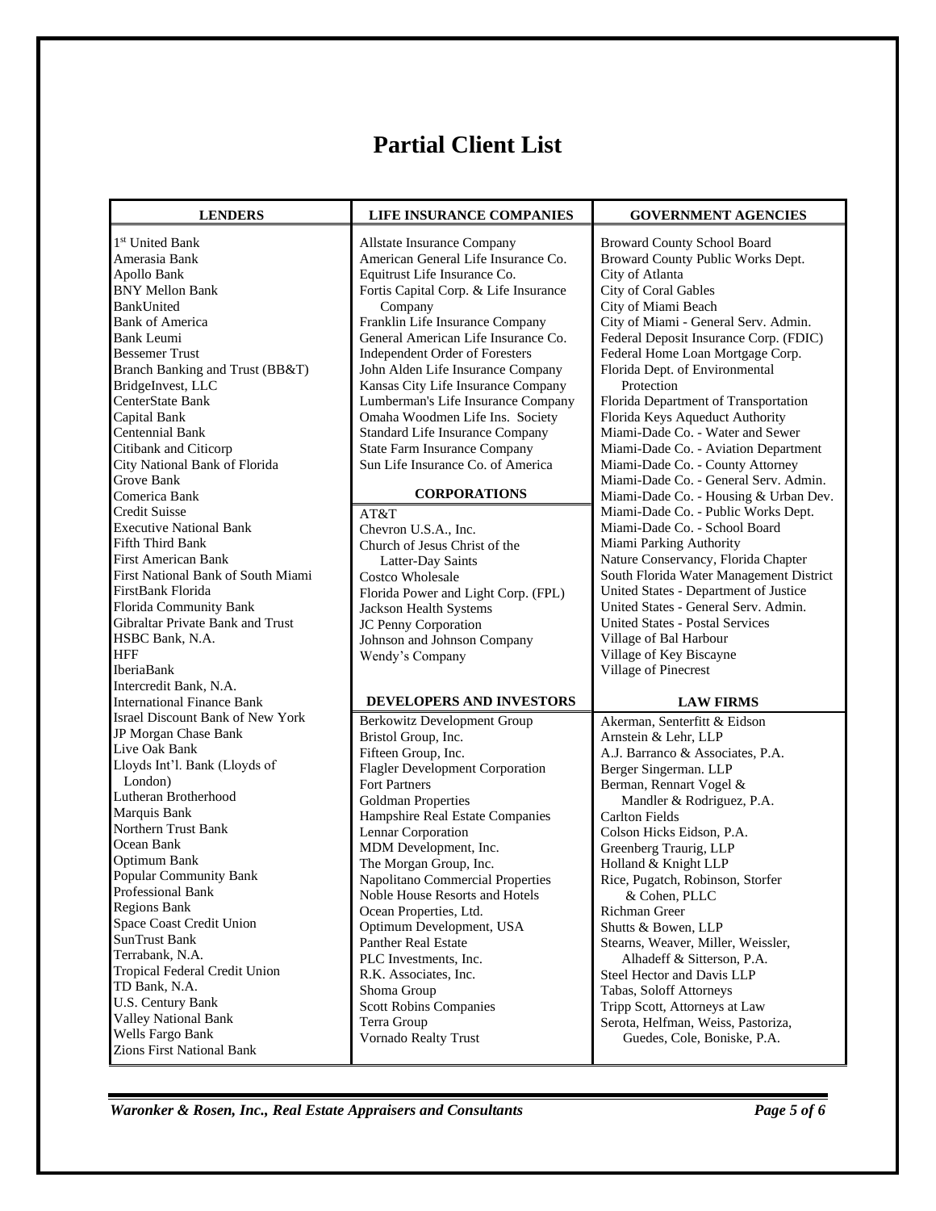# Partial Client List

## LENDERS

1st United Bank
Amerasia Bank
Apollo Bank
BNY Mellon Bank
BankUnited
Bank of America
Bank Leumi
Bessemer Trust
Branch Banking and Trust (BB&T)
BridgeInvest, LLC
CenterState Bank
Capital Bank
Centennial Bank
Citibank and Citicorp
City National Bank of Florida
Grove Bank
Comerica Bank
Credit Suisse
Executive National Bank
Fifth Third Bank
First American Bank
First National Bank of South Miami
FirstBank Florida
Florida Community Bank
Gibraltar Private Bank and Trust
HSBC Bank, N.A.
HFF
IberiaBank
Intercredit Bank, N.A.
International Finance Bank
Israel Discount Bank of New York
JP Morgan Chase Bank
Live Oak Bank
Lloyds Int'l. Bank (Lloyds of London)
Lutheran Brotherhood
Marquis Bank
Northern Trust Bank
Ocean Bank
Optimum Bank
Popular Community Bank
Professional Bank
Regions Bank
Space Coast Credit Union
SunTrust Bank
Terrabank, N.A.
Tropical Federal Credit Union
TD Bank, N.A.
U.S. Century Bank
Valley National Bank
Wells Fargo Bank
Zions First National Bank

## LIFE INSURANCE COMPANIES

Allstate Insurance Company
American General Life Insurance Co.
Equitrust Life Insurance Co.
Fortis Capital Corp. & Life Insurance Company
Franklin Life Insurance Company
General American Life Insurance Co.
Independent Order of Foresters
John Alden Life Insurance Company
Kansas City Life Insurance Company
Lumberman's Life Insurance Company
Omaha Woodmen Life Ins. Society
Standard Life Insurance Company
State Farm Insurance Company
Sun Life Insurance Co. of America

## CORPORATIONS

AT&T
Chevron U.S.A., Inc.
Church of Jesus Christ of the Latter-Day Saints
Costco Wholesale
Florida Power and Light Corp. (FPL)
Jackson Health Systems
JC Penny Corporation
Johnson and Johnson Company
Wendy's Company

## DEVELOPERS AND INVESTORS

Berkowitz Development Group
Bristol Group, Inc.
Fifteen Group, Inc.
Flagler Development Corporation
Fort Partners
Goldman Properties
Hampshire Real Estate Companies
Lennar Corporation
MDM Development, Inc.
The Morgan Group, Inc.
Napolitano Commercial Properties
Noble House Resorts and Hotels
Ocean Properties, Ltd.
Optimum Development, USA
Panther Real Estate
PLC Investments, Inc.
R.K. Associates, Inc.
Shoma Group
Scott Robins Companies
Terra Group
Vornado Realty Trust

## GOVERNMENT AGENCIES

Broward County School Board
Broward County Public Works Dept.
City of Atlanta
City of Coral Gables
City of Miami Beach
City of Miami - General Serv. Admin.
Federal Deposit Insurance Corp. (FDIC)
Federal Home Loan Mortgage Corp.
Florida Dept. of Environmental Protection
Florida Department of Transportation
Florida Keys Aqueduct Authority
Miami-Dade Co. - Water and Sewer
Miami-Dade Co. - Aviation Department
Miami-Dade Co. - County Attorney
Miami-Dade Co. - General Serv. Admin.
Miami-Dade Co. - Housing & Urban Dev.
Miami-Dade Co. - Public Works Dept.
Miami-Dade Co. - School Board
Miami Parking Authority
Nature Conservancy, Florida Chapter
South Florida Water Management District
United States - Department of Justice
United States - General Serv. Admin.
United States - Postal Services
Village of Bal Harbour
Village of Key Biscayne
Village of Pinecrest

## LAW FIRMS

Akerman, Senterfitt & Eidson
Arnstein & Lehr, LLP
A.J. Barranco & Associates, P.A.
Berger Singerman. LLP
Berman, Rennart Vogel & Mandler & Rodriguez, P.A.
Carlton Fields
Colson Hicks Eidson, P.A.
Greenberg Traurig, LLP
Holland & Knight LLP
Rice, Pugatch, Robinson, Storfer & Cohen, PLLC
Richman Greer
Shutts & Bowen, LLP
Stearns, Weaver, Miller, Weissler, Alhadeff & Sitterson, P.A.
Steel Hector and Davis LLP
Tabas, Soloff Attorneys
Tripp Scott, Attorneys at Law
Serota, Helfman, Weiss, Pastoriza, Guedes, Cole, Boniske, P.A.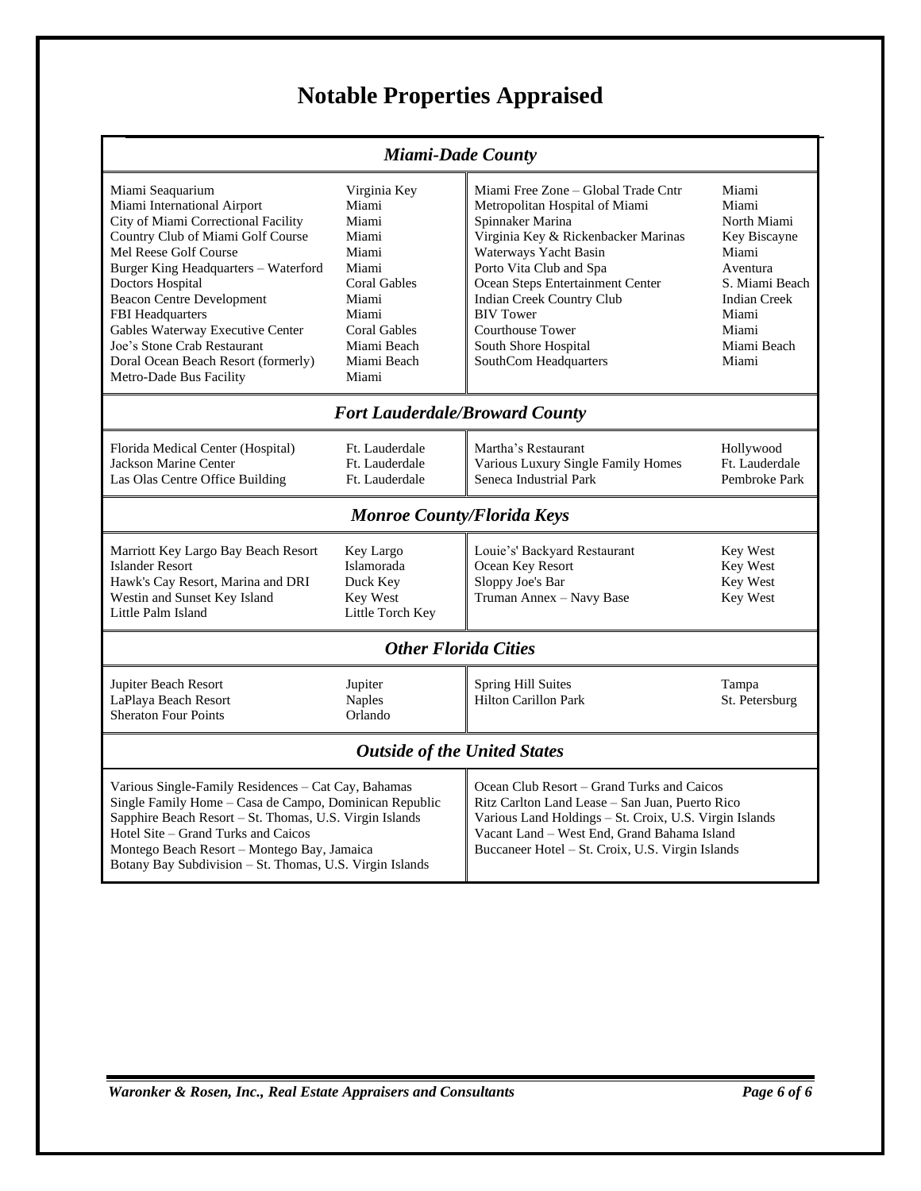# Notable Properties Appraised

| | | | |
|---|---|---|---|
| ***Miami-Dade County*** | | | |
| Miami Seaquarium | Virginia Key | Miami Free Zone – Global Trade Cntr | Miami |
| Miami International Airport | Miami | Metropolitan Hospital of Miami | Miami |
| City of Miami Correctional Facility | Miami | Spinnaker Marina | North Miami |
| Country Club of Miami Golf Course | Miami | Virginia Key & Rickenbacker Marinas | Key Biscayne |
| Mel Reese Golf Course | Miami | Waterways Yacht Basin | Miami |
| Burger King Headquarters – Waterford | Miami | Porto Vita Club and Spa | Aventura |
| Doctors Hospital | Coral Gables | Ocean Steps Entertainment Center | S. Miami Beach |
| Beacon Centre Development | Miami | Indian Creek Country Club | Indian Creek |
| FBI Headquarters | Miami | BIV Tower | Miami |
| Gables Waterway Executive Center | Coral Gables | Courthouse Tower | Miami |
| Joe's Stone Crab Restaurant | Miami Beach | South Shore Hospital | Miami Beach |
| Doral Ocean Beach Resort (formerly) | Miami Beach | SouthCom Headquarters | Miami |
| Metro-Dade Bus Facility | Miami | | |
| ***Fort Lauderdale/Broward County*** | | | |
| Florida Medical Center (Hospital) | Ft. Lauderdale | Martha's Restaurant | Hollywood |
| Jackson Marine Center | Ft. Lauderdale | Various Luxury Single Family Homes | Ft. Lauderdale |
| Las Olas Centre Office Building | Ft. Lauderdale | Seneca Industrial Park | Pembroke Park |
| ***Monroe County/Florida Keys*** | | | |
| Marriott Key Largo Bay Beach Resort | Key Largo | Louie's' Backyard Restaurant | Key West |
| Islander Resort | Islamorada | Ocean Key Resort | Key West |
| Hawk's Cay Resort, Marina and DRI | Duck Key | Sloppy Joe's Bar | Key West |
| Westin and Sunset Key Island | Key West | Truman Annex – Navy Base | Key West |
| Little Palm Island | Little Torch Key | | |
| ***Other Florida Cities*** | | | |
| Jupiter Beach Resort | Jupiter | Spring Hill Suites | Tampa |
| LaPlaya Beach Resort | Naples | Hilton Carillon Park | St. Petersburg |
| Sheraton Four Points | Orlando | | |

| | |
|---|---|
| ***Outside of the United States*** | |
| Various Single-Family Residences – Cat Cay, Bahamas | Ocean Club Resort – Grand Turks and Caicos |
| Single Family Home – Casa de Campo, Dominican Republic | Ritz Carlton Land Lease – San Juan, Puerto Rico |
| Sapphire Beach Resort – St. Thomas, U.S. Virgin Islands | Various Land Holdings – St. Croix, U.S. Virgin Islands |
| Hotel Site – Grand Turks and Caicos | Vacant Land – West End, Grand Bahama Island |
| Montego Beach Resort – Montego Bay, Jamaica | Buccaneer Hotel – St. Croix, U.S. Virgin Islands |
| Botany Bay Subdivision – St. Thomas, U.S. Virgin Islands | |

***Waronker & Rosen, Inc., Real Estate Appraisers and Consultants***